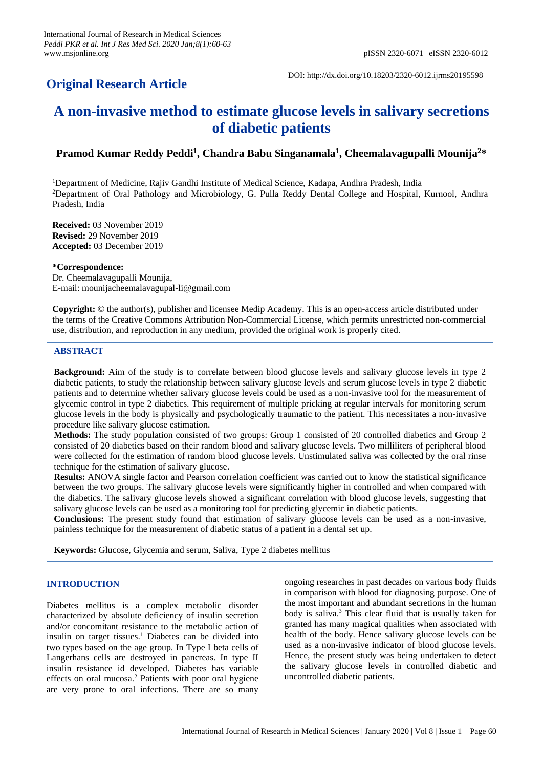International Journal of Research in Medical Sciences
*Peddi PKR et al. Int J Res Med Sci. 2020 Jan;8(1):60-63*
www.msjonline.org

pISSN 2320-6071 | eISSN 2320-6012

DOI: http://dx.doi.org/10.18203/2320-6012.ijrms20195598

## Original Research Article

# A non-invasive method to estimate glucose levels in salivary secretions of diabetic patients

**Pramod Kumar Reddy Peddi[1], Chandra Babu Singanamala[1], Cheemalavagupalli Mounija[2]***

[1]Department of Medicine, Rajiv Gandhi Institute of Medical Science, Kadapa, Andhra Pradesh, India
[2]Department of Oral Pathology and Microbiology, G. Pulla Reddy Dental College and Hospital, Kurnool, Andhra Pradesh, India

**Received:** 03 November 2019
**Revised:** 29 November 2019
**Accepted:** 03 December 2019

***Correspondence:**
Dr. Cheemalavagupalli Mounija,
E-mail: mounijacheemalavagupal-li@gmail.com

**Copyright:** © the author(s), publisher and licensee Medip Academy. This is an open-access article distributed under the terms of the Creative Commons Attribution Non-Commercial License, which permits unrestricted non-commercial use, distribution, and reproduction in any medium, provided the original work is properly cited.

## ABSTRACT

**Background:** Aim of the study is to correlate between blood glucose levels and salivary glucose levels in type 2 diabetic patients, to study the relationship between salivary glucose levels and serum glucose levels in type 2 diabetic patients and to determine whether salivary glucose levels could be used as a non-invasive tool for the measurement of glycemic control in type 2 diabetics. This requirement of multiple pricking at regular intervals for monitoring serum glucose levels in the body is physically and psychologically traumatic to the patient. This necessitates a non-invasive procedure like salivary glucose estimation.

**Methods:** The study population consisted of two groups: Group 1 consisted of 20 controlled diabetics and Group 2 consisted of 20 diabetics based on their random blood and salivary glucose levels. Two milliliters of peripheral blood were collected for the estimation of random blood glucose levels. Unstimulated saliva was collected by the oral rinse technique for the estimation of salivary glucose.

**Results:** ANOVA single factor and Pearson correlation coefficient was carried out to know the statistical significance between the two groups. The salivary glucose levels were significantly higher in controlled and when compared with the diabetics. The salivary glucose levels showed a significant correlation with blood glucose levels, suggesting that salivary glucose levels can be used as a monitoring tool for predicting glycemic in diabetic patients.

**Conclusions:** The present study found that estimation of salivary glucose levels can be used as a non-invasive, painless technique for the measurement of diabetic status of a patient in a dental set up.

**Keywords:** Glucose, Glycemia and serum, Saliva, Type 2 diabetes mellitus

## INTRODUCTION

Diabetes mellitus is a complex metabolic disorder characterized by absolute deficiency of insulin secretion and/or concomitant resistance to the metabolic action of insulin on target tissues.[1] Diabetes can be divided into two types based on the age group. In Type I beta cells of Langerhans cells are destroyed in pancreas. In type II insulin resistance id developed. Diabetes has variable effects on oral mucosa.[2] Patients with poor oral hygiene are very prone to oral infections. There are so many ongoing researches in past decades on various body fluids in comparison with blood for diagnosing purpose. One of the most important and abundant secretions in the human body is saliva.[3] This clear fluid that is usually taken for granted has many magical qualities when associated with health of the body. Hence salivary glucose levels can be used as a non-invasive indicator of blood glucose levels. Hence, the present study was being undertaken to detect the salivary glucose levels in controlled diabetic and uncontrolled diabetic patients.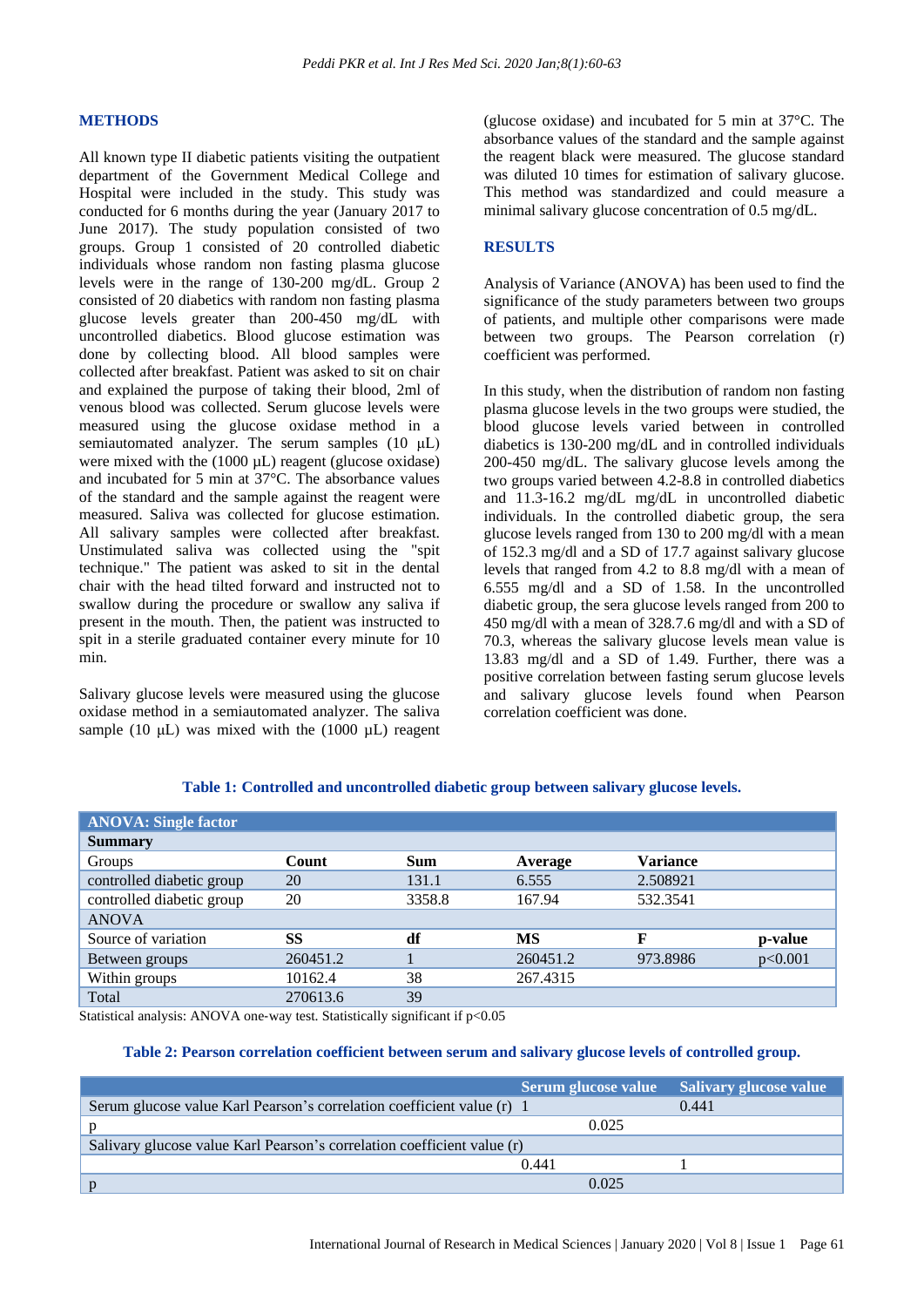## METHODS

All known type II diabetic patients visiting the outpatient department of the Government Medical College and Hospital were included in the study. This study was conducted for 6 months during the year (January 2017 to June 2017). The study population consisted of two groups. Group 1 consisted of 20 controlled diabetic individuals whose random non fasting plasma glucose levels were in the range of 130-200 mg/dL. Group 2 consisted of 20 diabetics with random non fasting plasma glucose levels greater than 200-450 mg/dL with uncontrolled diabetics. Blood glucose estimation was done by collecting blood. All blood samples were collected after breakfast. Patient was asked to sit on chair and explained the purpose of taking their blood, 2ml of venous blood was collected. Serum glucose levels were measured using the glucose oxidase method in a semiautomated analyzer. The serum samples (10 µL) were mixed with the (1000 µL) reagent (glucose oxidase) and incubated for 5 min at 37°C. The absorbance values of the standard and the sample against the reagent were measured. Saliva was collected for glucose estimation. All salivary samples were collected after breakfast. Unstimulated saliva was collected using the "spit technique." The patient was asked to sit in the dental chair with the head tilted forward and instructed not to swallow during the procedure or swallow any saliva if present in the mouth. Then, the patient was instructed to spit in a sterile graduated container every minute for 10 min.

Salivary glucose levels were measured using the glucose oxidase method in a semiautomated analyzer. The saliva sample (10 µL) was mixed with the (1000 µL) reagent (glucose oxidase) and incubated for 5 min at 37°C. The absorbance values of the standard and the sample against the reagent black were measured. The glucose standard was diluted 10 times for estimation of salivary glucose. This method was standardized and could measure a minimal salivary glucose concentration of 0.5 mg/dL.

## RESULTS

Analysis of Variance (ANOVA) has been used to find the significance of the study parameters between two groups of patients, and multiple other comparisons were made between two groups. The Pearson correlation (r) coefficient was performed.

In this study, when the distribution of random non fasting plasma glucose levels in the two groups were studied, the blood glucose levels varied between in controlled diabetics is 130-200 mg/dL and in controlled individuals 200-450 mg/dL. The salivary glucose levels among the two groups varied between 4.2-8.8 in controlled diabetics and 11.3-16.2 mg/dL mg/dL in uncontrolled diabetic individuals. In the controlled diabetic group, the sera glucose levels ranged from 130 to 200 mg/dl with a mean of 152.3 mg/dl and a SD of 17.7 against salivary glucose levels that ranged from 4.2 to 8.8 mg/dl with a mean of 6.555 mg/dl and a SD of 1.58. In the uncontrolled diabetic group, the sera glucose levels ranged from 200 to 450 mg/dl with a mean of 328.7.6 mg/dl and with a SD of 70.3, whereas the salivary glucose levels mean value is 13.83 mg/dl and a SD of 1.49. Further, there was a positive correlation between fasting serum glucose levels and salivary glucose levels found when Pearson correlation coefficient was done.

**Table 1: Controlled and uncontrolled diabetic group between salivary glucose levels.**

| ANOVA: Single factor | | | | | |
|---|---|---|---|---|---|
| **Summary** | | | | | |
| Groups | **Count** | **Sum** | **Average** | **Variance** | |
| controlled diabetic group | 20 | 131.1 | 6.555 | 2.508921 | |
| controlled diabetic group | 20 | 3358.8 | 167.94 | 532.3541 | |
| ANOVA | | | | | |
| Source of variation | **SS** | **df** | **MS** | **F** | **p-value** |
| Between groups | 260451.2 | 1 | 260451.2 | 973.8986 | p<0.001 |
| Within groups | 10162.4 | 38 | 267.4315 | | |
| Total | 270613.6 | 39 | | | |

Statistical analysis: ANOVA one-way test. Statistically significant if p<0.05

**Table 2: Pearson correlation coefficient between serum and salivary glucose levels of controlled group.**

| | Serum glucose value | Salivary glucose value |
|---|---|---|
| Serum glucose value Karl Pearson's correlation coefficient value (r) | 1 | 0.441 |
| p | 0.025 | |
| Salivary glucose value Karl Pearson's correlation coefficient value (r) | | |
| | 0.441 | 1 |
| p | 0.025 | |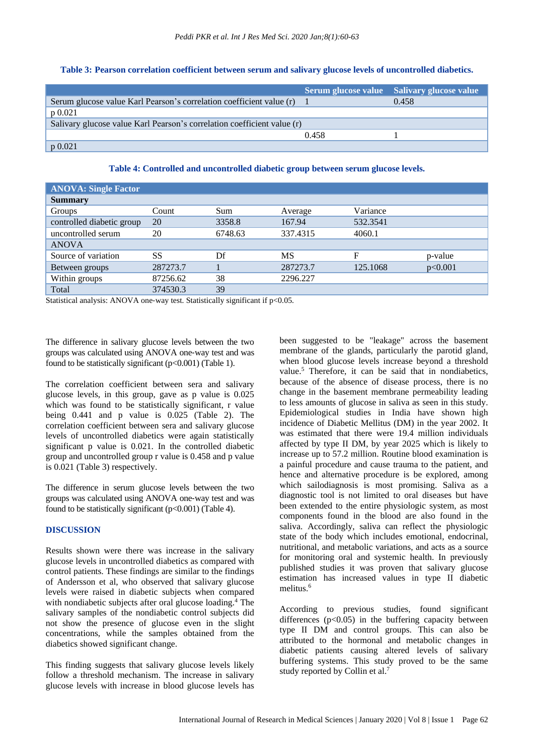**Table 3: Pearson correlation coefficient between serum and salivary glucose levels of uncontrolled diabetics.**

| | Serum glucose value | Salivary glucose value |
|---|---|---|
| Serum glucose value Karl Pearson's correlation coefficient value (r) | 1 | 0.458 |
| p 0.021 | | |
| Salivary glucose value Karl Pearson's correlation coefficient value (r) | | |
| | 0.458 | 1 |
| p 0.021 | | |

**Table 4: Controlled and uncontrolled diabetic group between serum glucose levels.**

| ANOVA: Single Factor | | | | | |
|---|---|---|---|---|---|
| **Summary** | | | | | |
| Groups | Count | Sum | Average | Variance | |
| controlled diabetic group | 20 | 3358.8 | 167.94 | 532.3541 | |
| uncontrolled serum | 20 | 6748.63 | 337.4315 | 4060.1 | |
| ANOVA | | | | | |
| Source of variation | SS | Df | MS | F | p-value |
| Between groups | 287273.7 | 1 | 287273.7 | 125.1068 | p<0.001 |
| Within groups | 87256.62 | 38 | 2296.227 | | |
| Total | 374530.3 | 39 | | | |

Statistical analysis: ANOVA one-way test. Statistically significant if p<0.05.

The difference in salivary glucose levels between the two groups was calculated using ANOVA one-way test and was found to be statistically significant (p<0.001) (Table 1).

The correlation coefficient between sera and salivary glucose levels, in this group, gave as p value is 0.025 which was found to be statistically significant, r value being 0.441 and p value is 0.025 (Table 2). The correlation coefficient between sera and salivary glucose levels of uncontrolled diabetics were again statistically significant p value is 0.021. In the controlled diabetic group and uncontrolled group r value is 0.458 and p value is 0.021 (Table 3) respectively.

The difference in serum glucose levels between the two groups was calculated using ANOVA one-way test and was found to be statistically significant (p<0.001) (Table 4).

## DISCUSSION

Results shown were there was increase in the salivary glucose levels in uncontrolled diabetics as compared with control patients. These findings are similar to the findings of Andersson et al, who observed that salivary glucose levels were raised in diabetic subjects when compared with nondiabetic subjects after oral glucose loading.[4] The salivary samples of the nondiabetic control subjects did not show the presence of glucose even in the slight concentrations, while the samples obtained from the diabetics showed significant change.

This finding suggests that salivary glucose levels likely follow a threshold mechanism. The increase in salivary glucose levels with increase in blood glucose levels has been suggested to be "leakage" across the basement membrane of the glands, particularly the parotid gland, when blood glucose levels increase beyond a threshold value.[5] Therefore, it can be said that in nondiabetics, because of the absence of disease process, there is no change in the basement membrane permeability leading to less amounts of glucose in saliva as seen in this study. Epidemiological studies in India have shown high incidence of Diabetic Mellitus (DM) in the year 2002. It was estimated that there were 19.4 million individuals affected by type II DM, by year 2025 which is likely to increase up to 57.2 million. Routine blood examination is a painful procedure and cause trauma to the patient, and hence and alternative procedure is be explored, among which sailodiagnosis is most promising. Saliva as a diagnostic tool is not limited to oral diseases but have been extended to the entire physiologic system, as most components found in the blood are also found in the saliva. Accordingly, saliva can reflect the physiologic state of the body which includes emotional, endocrinal, nutritional, and metabolic variations, and acts as a source for monitoring oral and systemic health. In previously published studies it was proven that salivary glucose estimation has increased values in type II diabetic melitus.[6]

According to previous studies, found significant differences (p<0.05) in the buffering capacity between type II DM and control groups. This can also be attributed to the hormonal and metabolic changes in diabetic patients causing altered levels of salivary buffering systems. This study proved to be the same study reported by Collin et al.[7]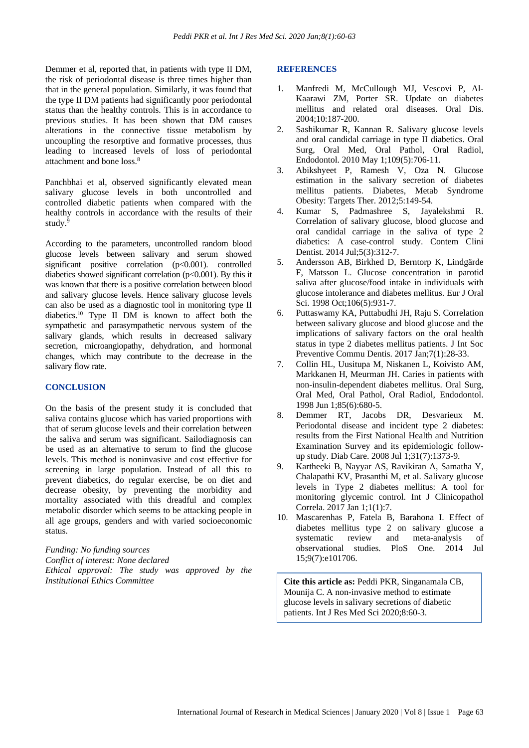Demmer et al, reported that, in patients with type II DM, the risk of periodontal disease is three times higher than that in the general population. Similarly, it was found that the type II DM patients had significantly poor periodontal status than the healthy controls. This is in accordance to previous studies. It has been shown that DM causes alterations in the connective tissue metabolism by uncoupling the resorptive and formative processes, thus leading to increased levels of loss of periodontal attachment and bone loss.[8]

Panchbhai et al, observed significantly elevated mean salivary glucose levels in both uncontrolled and controlled diabetic patients when compared with the healthy controls in accordance with the results of their study.[9]

According to the parameters, uncontrolled random blood glucose levels between salivary and serum showed significant positive correlation ($p<0.001$). controlled diabetics showed significant correlation ($p<0.001$). By this it was known that there is a positive correlation between blood and salivary glucose levels. Hence salivary glucose levels can also be used as a diagnostic tool in monitoring type II diabetics.[10] Type II DM is known to affect both the sympathetic and parasympathetic nervous system of the salivary glands, which results in decreased salivary secretion, microangiopathy, dehydration, and hormonal changes, which may contribute to the decrease in the salivary flow rate.

## CONCLUSION

On the basis of the present study it is concluded that saliva contains glucose which has varied proportions with that of serum glucose levels and their correlation between the saliva and serum was significant. Sailodiagnosis can be used as an alternative to serum to find the glucose levels. This method is noninvasive and cost effective for screening in large population. Instead of all this to prevent diabetics, do regular exercise, be on diet and decrease obesity, by preventing the morbidity and mortality associated with this dreadful and complex metabolic disorder which seems to be attacking people in all age groups, genders and with varied socioeconomic status.

*Funding: No funding sources*
*Conflict of interest: None declared*
*Ethical approval: The study was approved by the Institutional Ethics Committee*

## REFERENCES

1. Manfredi M, McCullough MJ, Vescovi P, Al-Kaarawi ZM, Porter SR. Update on diabetes mellitus and related oral diseases. Oral Dis. 2004;10:187-200.
2. Sashikumar R, Kannan R. Salivary glucose levels and oral candidal carriage in type II diabetics. Oral Surg, Oral Med, Oral Pathol, Oral Radiol, Endodontol. 2010 May 1;109(5):706-11.
3. Abikshyeet P, Ramesh V, Oza N. Glucose estimation in the salivary secretion of diabetes mellitus patients. Diabetes, Metab Syndrome Obesity: Targets Ther. 2012;5:149-54.
4. Kumar S, Padmashree S, Jayalekshmi R. Correlation of salivary glucose, blood glucose and oral candidal carriage in the saliva of type 2 diabetics: A case-control study. Contem Clini Dentist. 2014 Jul;5(3):312-7.
5. Andersson AB, Birkhed D, Berntorp K, Lindgärde F, Matsson L. Glucose concentration in parotid saliva after glucose/food intake in individuals with glucose intolerance and diabetes mellitus. Eur J Oral Sci. 1998 Oct;106(5):931-7.
6. Puttaswamy KA, Puttabudhi JH, Raju S. Correlation between salivary glucose and blood glucose and the implications of salivary factors on the oral health status in type 2 diabetes mellitus patients. J Int Soc Preventive Commu Dentis. 2017 Jan;7(1):28-33.
7. Collin HL, Uusitupa M, Niskanen L, Koivisto AM, Markkanen H, Meurman JH. Caries in patients with non-insulin-dependent diabetes mellitus. Oral Surg, Oral Med, Oral Pathol, Oral Radiol, Endodontol. 1998 Jun 1;85(6):680-5.
8. Demmer RT, Jacobs DR, Desvarieux M. Periodontal disease and incident type 2 diabetes: results from the First National Health and Nutrition Examination Survey and its epidemiologic follow-up study. Diab Care. 2008 Jul 1;31(7):1373-9.
9. Kartheeki B, Nayyar AS, Ravikiran A, Samatha Y, Chalapathi KV, Prasanthi M, et al. Salivary glucose levels in Type 2 diabetes mellitus: A tool for monitoring glycemic control. Int J Clinicopathol Correla. 2017 Jan 1;1(1):7.
10. Mascarenhas P, Fatela B, Barahona I. Effect of diabetes mellitus type 2 on salivary glucose a systematic review and meta-analysis of observational studies. PloS One. 2014 Jul 15;9(7):e101706.

**Cite this article as:** Peddi PKR, Singanamala CB, Mounija C. A non-invasive method to estimate glucose levels in salivary secretions of diabetic patients. Int J Res Med Sci 2020;8:60-3.